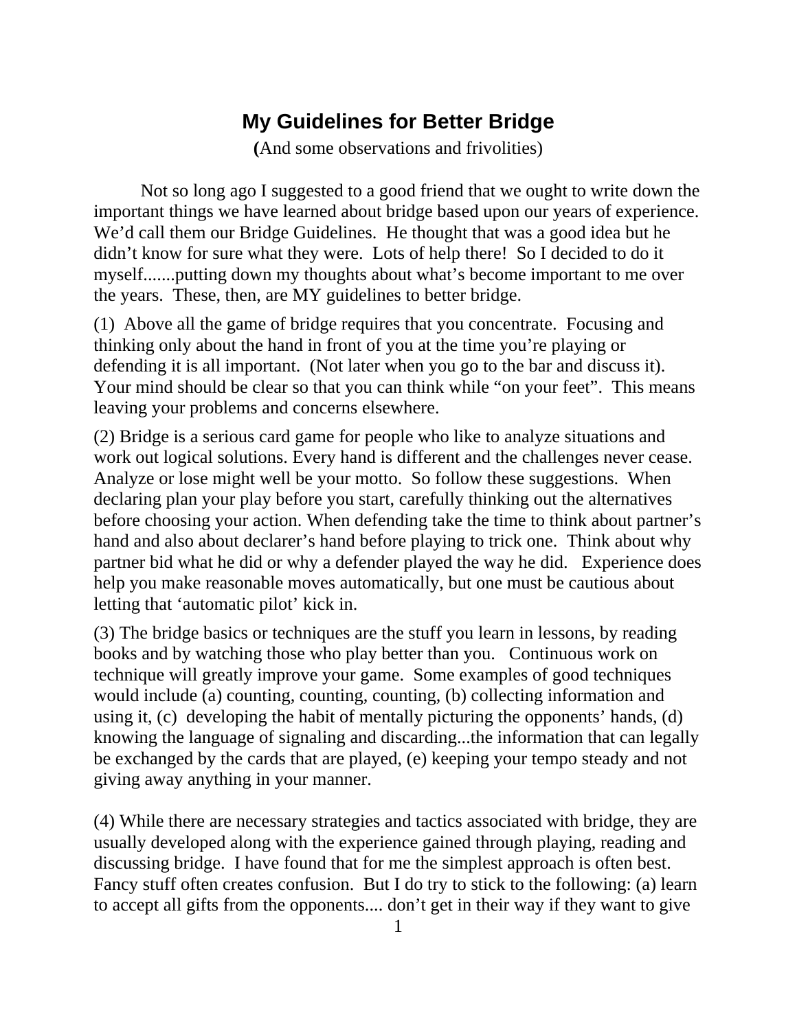# My Guidelines for Better Bridge

**(**And some observations and frivolities)

Not so long ago I suggested to a good friend that we ought to write down the important things we have learned about bridge based upon our years of experience. We'd call them our Bridge Guidelines. He thought that was a good idea but he didn't know for sure what they were. Lots of help there! So I decided to do it myself.......putting down my thoughts about what's become important to me over the years. These, then, are MY guidelines to better bridge.

(1) Above all the game of bridge requires that you concentrate. Focusing and thinking only about the hand in front of you at the time you're playing or defending it is all important. (Not later when you go to the bar and discuss it). Your mind should be clear so that you can think while "on your feet". This means leaving your problems and concerns elsewhere.

(2) Bridge is a serious card game for people who like to analyze situations and work out logical solutions. Every hand is different and the challenges never cease. Analyze or lose might well be your motto. So follow these suggestions. When declaring plan your play before you start, carefully thinking out the alternatives before choosing your action. When defending take the time to think about partner's hand and also about declarer's hand before playing to trick one. Think about why partner bid what he did or why a defender played the way he did. Experience does help you make reasonable moves automatically, but one must be cautious about letting that 'automatic pilot' kick in.

(3) The bridge basics or techniques are the stuff you learn in lessons, by reading books and by watching those who play better than you. Continuous work on technique will greatly improve your game. Some examples of good techniques would include (a) counting, counting, counting, (b) collecting information and using it, (c) developing the habit of mentally picturing the opponents' hands, (d) knowing the language of signaling and discarding...the information that can legally be exchanged by the cards that are played, (e) keeping your tempo steady and not giving away anything in your manner.

(4) While there are necessary strategies and tactics associated with bridge, they are usually developed along with the experience gained through playing, reading and discussing bridge. I have found that for me the simplest approach is often best. Fancy stuff often creates confusion. But I do try to stick to the following: (a) learn to accept all gifts from the opponents.... don't get in their way if they want to give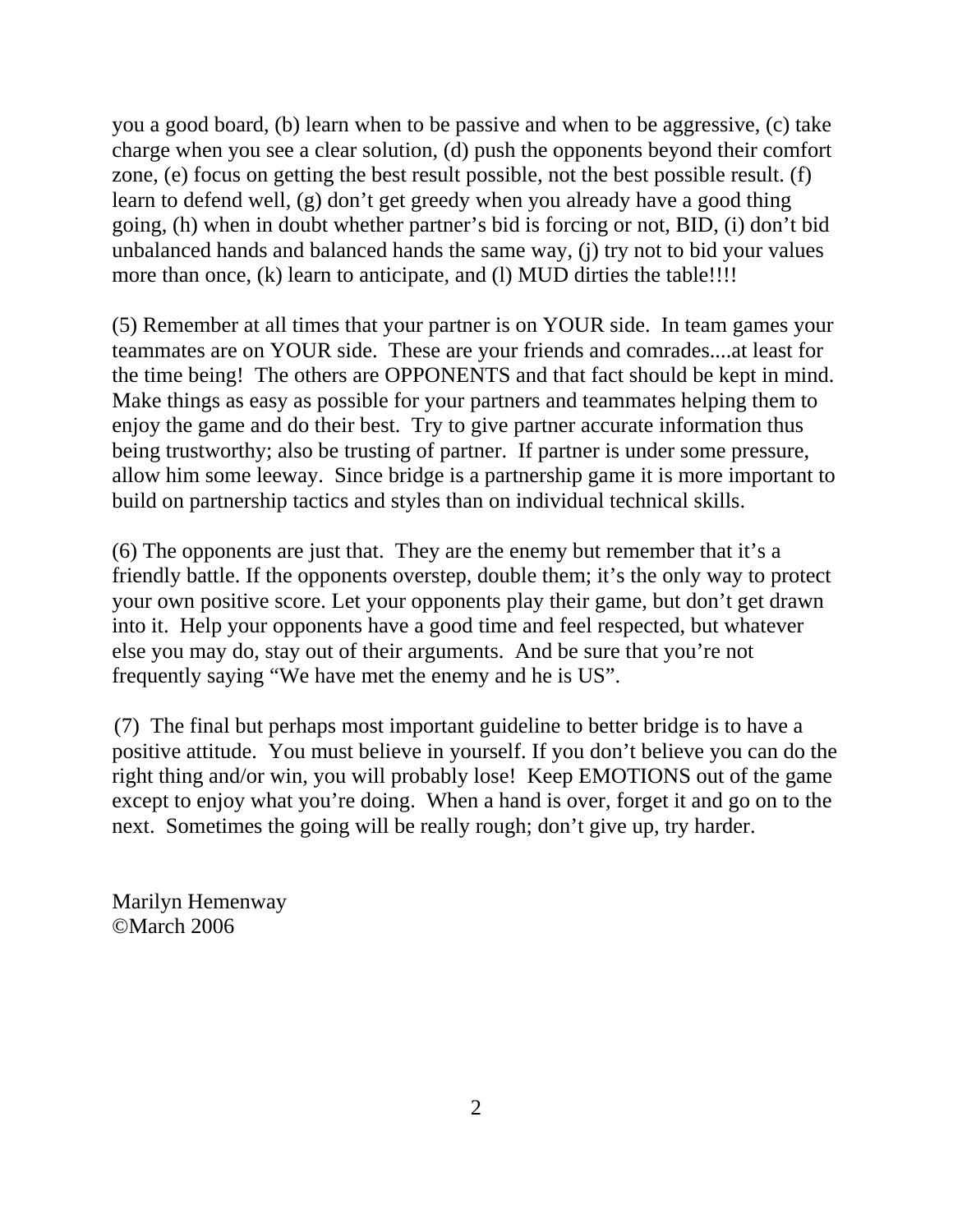you a good board, (b) learn when to be passive and when to be aggressive, (c) take charge when you see a clear solution, (d) push the opponents beyond their comfort zone, (e) focus on getting the best result possible, not the best possible result. (f) learn to defend well, (g) don't get greedy when you already have a good thing going, (h) when in doubt whether partner's bid is forcing or not, BID, (i) don't bid unbalanced hands and balanced hands the same way, (j) try not to bid your values more than once, (k) learn to anticipate, and (l) MUD dirties the table!!!!

(5) Remember at all times that your partner is on YOUR side. In team games your teammates are on YOUR side. These are your friends and comrades....at least for the time being! The others are OPPONENTS and that fact should be kept in mind. Make things as easy as possible for your partners and teammates helping them to enjoy the game and do their best. Try to give partner accurate information thus being trustworthy; also be trusting of partner. If partner is under some pressure, allow him some leeway. Since bridge is a partnership game it is more important to build on partnership tactics and styles than on individual technical skills.

(6) The opponents are just that. They are the enemy but remember that it's a friendly battle. If the opponents overstep, double them; it's the only way to protect your own positive score. Let your opponents play their game, but don't get drawn into it. Help your opponents have a good time and feel respected, but whatever else you may do, stay out of their arguments. And be sure that you're not frequently saying "We have met the enemy and he is US".

(7) The final but perhaps most important guideline to better bridge is to have a positive attitude. You must believe in yourself. If you don't believe you can do the right thing and/or win, you will probably lose! Keep EMOTIONS out of the game except to enjoy what you're doing. When a hand is over, forget it and go on to the next. Sometimes the going will be really rough; don't give up, try harder.

Marilyn Hemenway
©March 2006